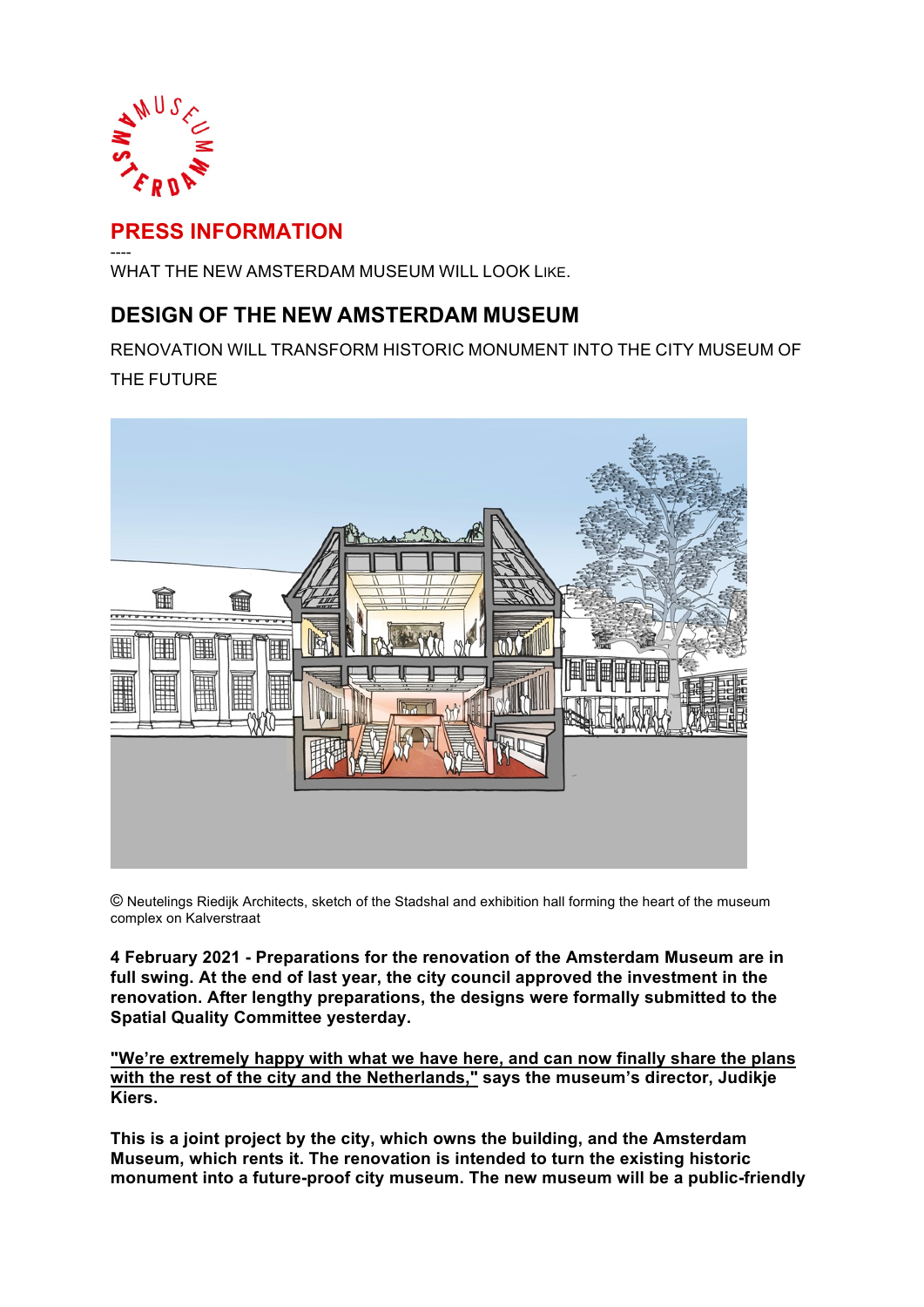# PRESS INFORMATION

----

WHAT THE NEW AMSTERDAM MUSEUM WILL LOOK LIKE.

## DESIGN OF THE NEW AMSTERDAM MUSEUM

RENOVATION WILL TRANSFORM HISTORIC MONUMENT INTO THE CITY MUSEUM OF THE FUTURE

© Neutelings Riedijk Architects, sketch of the Stadshal and exhibition hall forming the heart of the museum complex on Kalverstraat

**4 February 2021 - Preparations for the renovation of the Amsterdam Museum are in full swing. At the end of last year, the city council approved the investment in the renovation. After lengthy preparations, the designs were formally submitted to the Spatial Quality Committee yesterday.**

**"We're extremely happy with what we have here, and can now finally share the plans with the rest of the city and the Netherlands," says the museum's director, Judikje Kiers.**

**This is a joint project by the city, which owns the building, and the Amsterdam Museum, which rents it. The renovation is intended to turn the existing historic monument into a future-proof city museum. The new museum will be a public-friendly**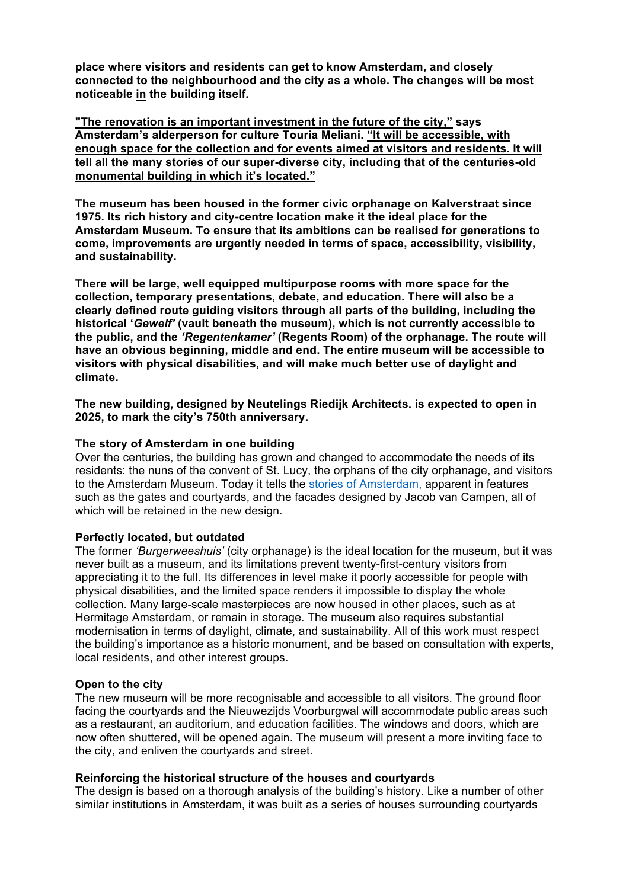**place where visitors and residents can get to know Amsterdam, and closely connected to the neighbourhood and the city as a whole. The changes will be most noticeable <u>in</u> the building itself.**

**<u>"The renovation is an important investment in the future of the city,"</u> says Amsterdam's alderperson for culture Touria Meliani. <u>"It will be accessible, with enough space for the collection and for events aimed at visitors and residents. It will tell all the many stories of our super-diverse city, including that of the centuries-old monumental building in which it's located."</u>**

**The museum has been housed in the former civic orphanage on Kalverstraat since 1975. Its rich history and city-centre location make it the ideal place for the Amsterdam Museum. To ensure that its ambitions can be realised for generations to come, improvements are urgently needed in terms of space, accessibility, visibility, and sustainability.**

**There will be large, well equipped multipurpose rooms with more space for the collection, temporary presentations, debate, and education. There will also be a clearly defined route guiding visitors through all parts of the building, including the historical '*Gewelf*' (vault beneath the museum), which is not currently accessible to the public, and the *'Regentenkamer'* (Regents Room) of the orphanage. The route will have an obvious beginning, middle and end. The entire museum will be accessible to visitors with physical disabilities, and will make much better use of daylight and climate.**

**The new building, designed by Neutelings Riedijk Architects. is expected to open in 2025, to mark the city's 750th anniversary.**

**The story of Amsterdam in one building**
Over the centuries, the building has grown and changed to accommodate the needs of its residents: the nuns of the convent of St. Lucy, the orphans of the city orphanage, and visitors to the Amsterdam Museum. Today it tells the stories of Amsterdam, apparent in features such as the gates and courtyards, and the facades designed by Jacob van Campen, all of which will be retained in the new design.

**Perfectly located, but outdated**
The former *'Burgerweeshuis'* (city orphanage) is the ideal location for the museum, but it was never built as a museum, and its limitations prevent twenty-first-century visitors from appreciating it to the full. Its differences in level make it poorly accessible for people with physical disabilities, and the limited space renders it impossible to display the whole collection. Many large-scale masterpieces are now housed in other places, such as at Hermitage Amsterdam, or remain in storage. The museum also requires substantial modernisation in terms of daylight, climate, and sustainability. All of this work must respect the building's importance as a historic monument, and be based on consultation with experts, local residents, and other interest groups.

**Open to the city**
The new museum will be more recognisable and accessible to all visitors. The ground floor facing the courtyards and the Nieuwezijds Voorburgwal will accommodate public areas such as a restaurant, an auditorium, and education facilities. The windows and doors, which are now often shuttered, will be opened again. The museum will present a more inviting face to the city, and enliven the courtyards and street.

**Reinforcing the historical structure of the houses and courtyards**
The design is based on a thorough analysis of the building's history. Like a number of other similar institutions in Amsterdam, it was built as a series of houses surrounding courtyards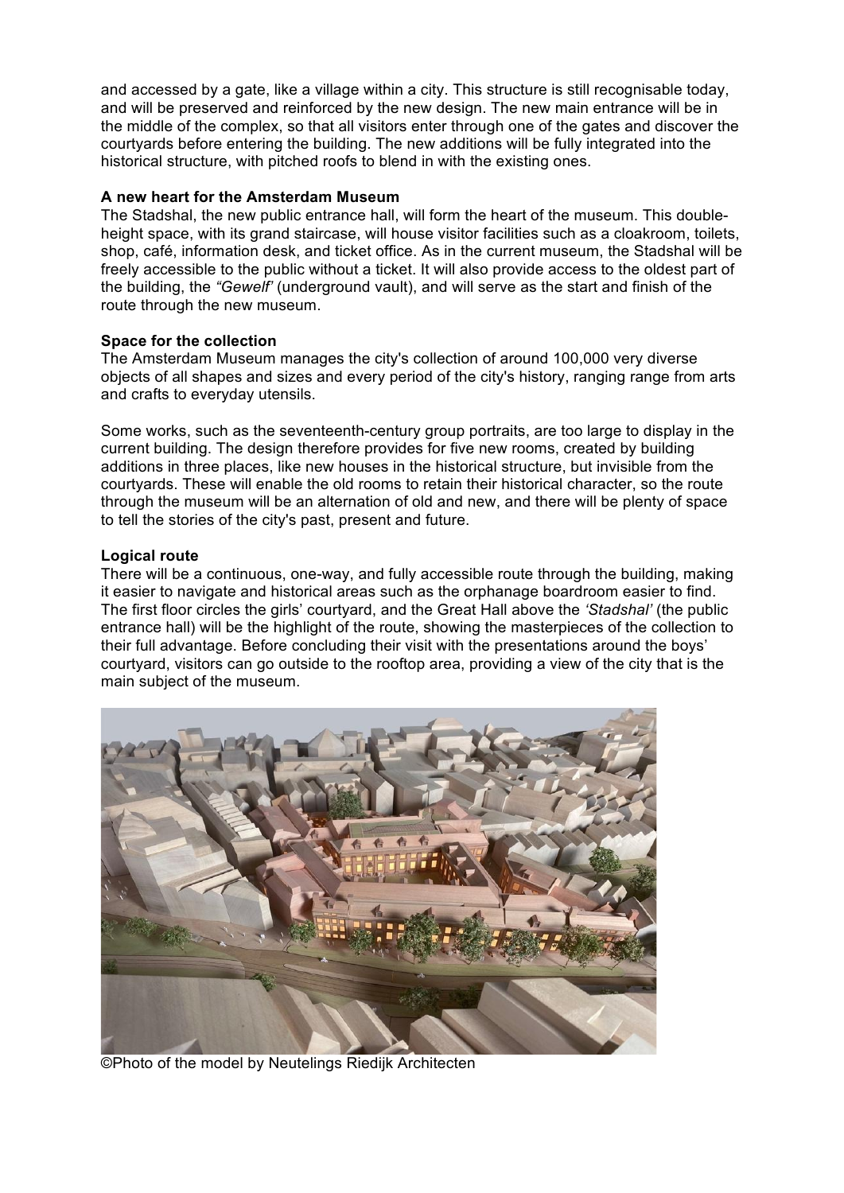and accessed by a gate, like a village within a city. This structure is still recognisable today, and will be preserved and reinforced by the new design. The new main entrance will be in the middle of the complex, so that all visitors enter through one of the gates and discover the courtyards before entering the building. The new additions will be fully integrated into the historical structure, with pitched roofs to blend in with the existing ones.

**A new heart for the Amsterdam Museum**
The Stadshal, the new public entrance hall, will form the heart of the museum. This double-height space, with its grand staircase, will house visitor facilities such as a cloakroom, toilets, shop, café, information desk, and ticket office. As in the current museum, the Stadshal will be freely accessible to the public without a ticket. It will also provide access to the oldest part of the building, the *"Gewelf'* (underground vault), and will serve as the start and finish of the route through the new museum.

**Space for the collection**
The Amsterdam Museum manages the city's collection of around 100,000 very diverse objects of all shapes and sizes and every period of the city's history, ranging range from arts and crafts to everyday utensils.

Some works, such as the seventeenth-century group portraits, are too large to display in the current building. The design therefore provides for five new rooms, created by building additions in three places, like new houses in the historical structure, but invisible from the courtyards. These will enable the old rooms to retain their historical character, so the route through the museum will be an alternation of old and new, and there will be plenty of space to tell the stories of the city's past, present and future.

**Logical route**
There will be a continuous, one-way, and fully accessible route through the building, making it easier to navigate and historical areas such as the orphanage boardroom easier to find. The first floor circles the girls' courtyard, and the Great Hall above the *'Stadshal'* (the public entrance hall) will be the highlight of the route, showing the masterpieces of the collection to their full advantage. Before concluding their visit with the presentations around the boys' courtyard, visitors can go outside to the rooftop area, providing a view of the city that is the main subject of the museum.

©Photo of the model by Neutelings Riedijk Architecten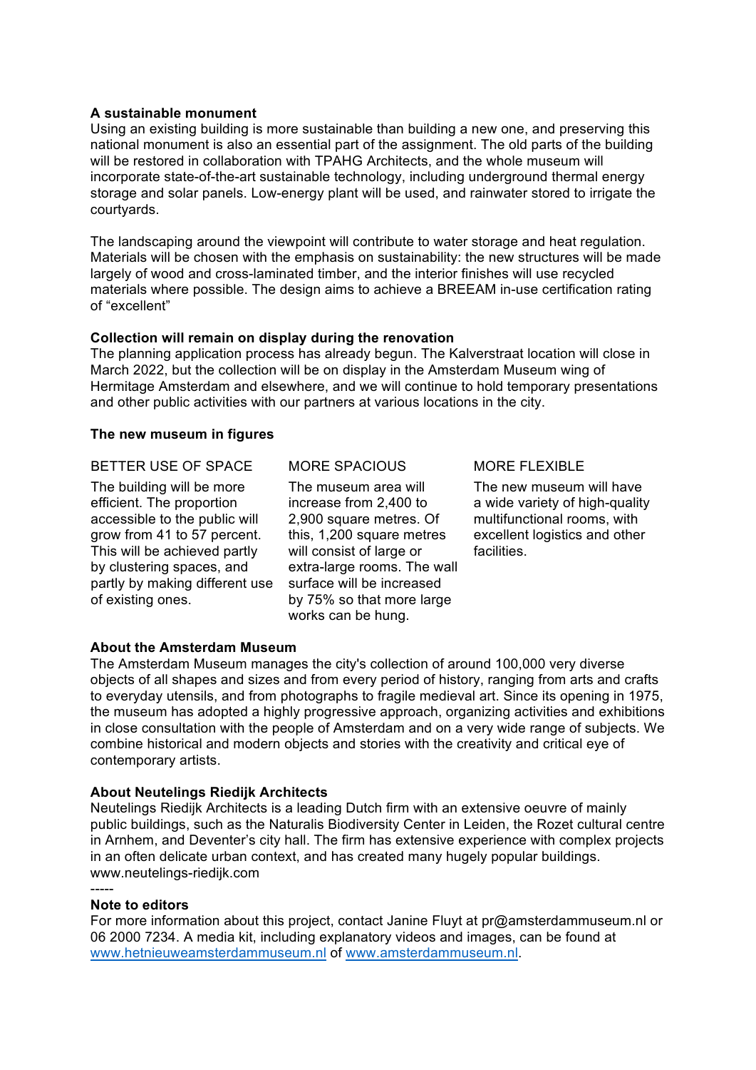**A sustainable monument**

Using an existing building is more sustainable than building a new one, and preserving this national monument is also an essential part of the assignment. The old parts of the building will be restored in collaboration with TPAHG Architects, and the whole museum will incorporate state-of-the-art sustainable technology, including underground thermal energy storage and solar panels. Low-energy plant will be used, and rainwater stored to irrigate the courtyards.

The landscaping around the viewpoint will contribute to water storage and heat regulation. Materials will be chosen with the emphasis on sustainability: the new structures will be made largely of wood and cross-laminated timber, and the interior finishes will use recycled materials where possible. The design aims to achieve a BREEAM in-use certification rating of "excellent"

**Collection will remain on display during the renovation**

The planning application process has already begun. The Kalverstraat location will close in March 2022, but the collection will be on display in the Amsterdam Museum wing of Hermitage Amsterdam and elsewhere, and we will continue to hold temporary presentations and other public activities with our partners at various locations in the city.

**The new museum in figures**

BETTER USE OF SPACE

The building will be more efficient. The proportion accessible to the public will grow from 41 to 57 percent. This will be achieved partly by clustering spaces, and partly by making different use of existing ones.

MORE SPACIOUS

The museum area will increase from 2,400 to 2,900 square metres. Of this, 1,200 square metres will consist of large or extra-large rooms. The wall surface will be increased by 75% so that more large works can be hung.

MORE FLEXIBLE

The new museum will have a wide variety of high-quality multifunctional rooms, with excellent logistics and other facilities.

**About the Amsterdam Museum**

The Amsterdam Museum manages the city's collection of around 100,000 very diverse objects of all shapes and sizes and from every period of history, ranging from arts and crafts to everyday utensils, and from photographs to fragile medieval art. Since its opening in 1975, the museum has adopted a highly progressive approach, organizing activities and exhibitions in close consultation with the people of Amsterdam and on a very wide range of subjects. We combine historical and modern objects and stories with the creativity and critical eye of contemporary artists.

**About Neutelings Riedijk Architects**

Neutelings Riedijk Architects is a leading Dutch firm with an extensive oeuvre of mainly public buildings, such as the Naturalis Biodiversity Center in Leiden, the Rozet cultural centre in Arnhem, and Deventer's city hall. The firm has extensive experience with complex projects in an often delicate urban context, and has created many hugely popular buildings.
www.neutelings-riedijk.com

-----

**Note to editors**

For more information about this project, contact Janine Fluyt at pr@amsterdammuseum.nl or 06 2000 7234. A media kit, including explanatory videos and images, can be found at www.hetnieuweamsterdammuseum.nl of www.amsterdammuseum.nl.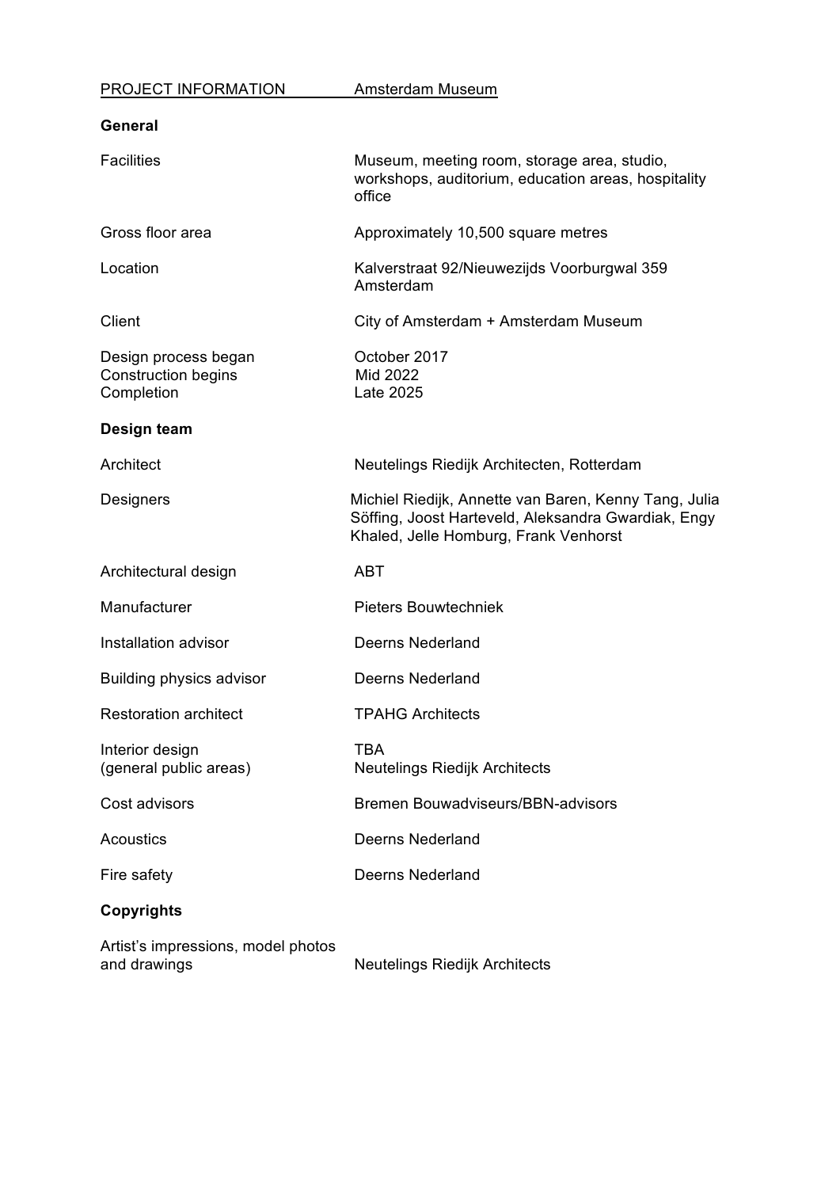PROJECT INFORMATION Amsterdam Museum

**General**

| | |
|---|---|
| Facilities | Museum, meeting room, storage area, studio, workshops, auditorium, education areas, hospitality office |
| Gross floor area | Approximately 10,500 square metres |
| Location | Kalverstraat 92/Nieuwezijds Voorburgwal 359 Amsterdam |
| Client | City of Amsterdam + Amsterdam Museum |
| Design process began | October 2017 |
| Construction begins | Mid 2022 |
| Completion | Late 2025 |

**Design team**

| | |
|---|---|
| Architect | Neutelings Riedijk Architecten, Rotterdam |
| Designers | Michiel Riedijk, Annette van Baren, Kenny Tang, Julia Söffing, Joost Harteveld, Aleksandra Gwardiak, Engy Khaled, Jelle Homburg, Frank Venhorst |
| Architectural design | ABT |
| Manufacturer | Pieters Bouwtechniek |
| Installation advisor | Deerns Nederland |
| Building physics advisor | Deerns Nederland |
| Restoration architect | TPAHG Architects |
| Interior design (general public areas) | TBA Neutelings Riedijk Architects |
| Cost advisors | Bremen Bouwadviseurs/BBN-advisors |
| Acoustics | Deerns Nederland |
| Fire safety | Deerns Nederland |

**Copyrights**

| | |
|---|---|
| Artist's impressions, model photos and drawings | Neutelings Riedijk Architects |